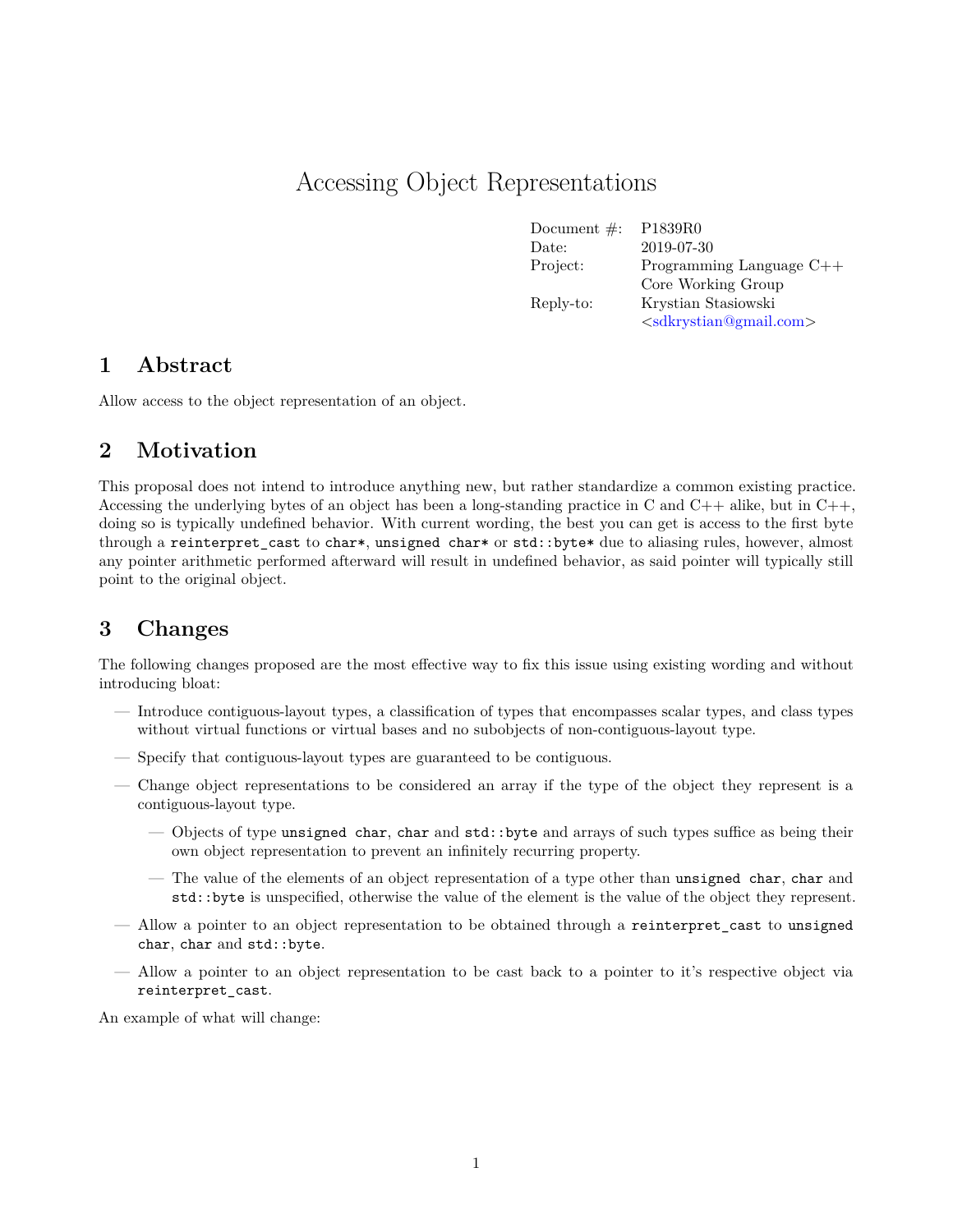# Accessing Object Representations

| | |
|---|---|
| Document #: | P1839R0 |
| Date: | 2019-07-30 |
| Project: | Programming Language C++ Core Working Group |
| Reply-to: | Krystian Stasiowski <sdkrystian@gmail.com> |

## 1 Abstract

Allow access to the object representation of an object.

## 2 Motivation

This proposal does not intend to introduce anything new, but rather standardize a common existing practice. Accessing the underlying bytes of an object has been a long-standing practice in C and C++ alike, but in C++, doing so is typically undefined behavior. With current wording, the best you can get is access to the first byte through a `reinterpret_cast` to `char*`, `unsigned char*` or `std::byte*` due to aliasing rules, however, almost any pointer arithmetic performed afterward will result in undefined behavior, as said pointer will typically still point to the original object.

## 3 Changes

The following changes proposed are the most effective way to fix this issue using existing wording and without introducing bloat:

- Introduce contiguous-layout types, a classification of types that encompasses scalar types, and class types without virtual functions or virtual bases and no subobjects of non-contiguous-layout type.
- Specify that contiguous-layout types are guaranteed to be contiguous.
- Change object representations to be considered an array if the type of the object they represent is a contiguous-layout type.
  - Objects of type `unsigned char`, `char` and `std::byte` and arrays of such types suffice as being their own object representation to prevent an infinitely recurring property.
  - The value of the elements of an object representation of a type other than `unsigned char`, `char` and `std::byte` is unspecified, otherwise the value of the element is the value of the object they represent.
- Allow a pointer to an object representation to be obtained through a `reinterpret_cast` to `unsigned char`, `char` and `std::byte`.
- Allow a pointer to an object representation to be cast back to a pointer to it's respective object via `reinterpret_cast`.

An example of what will change: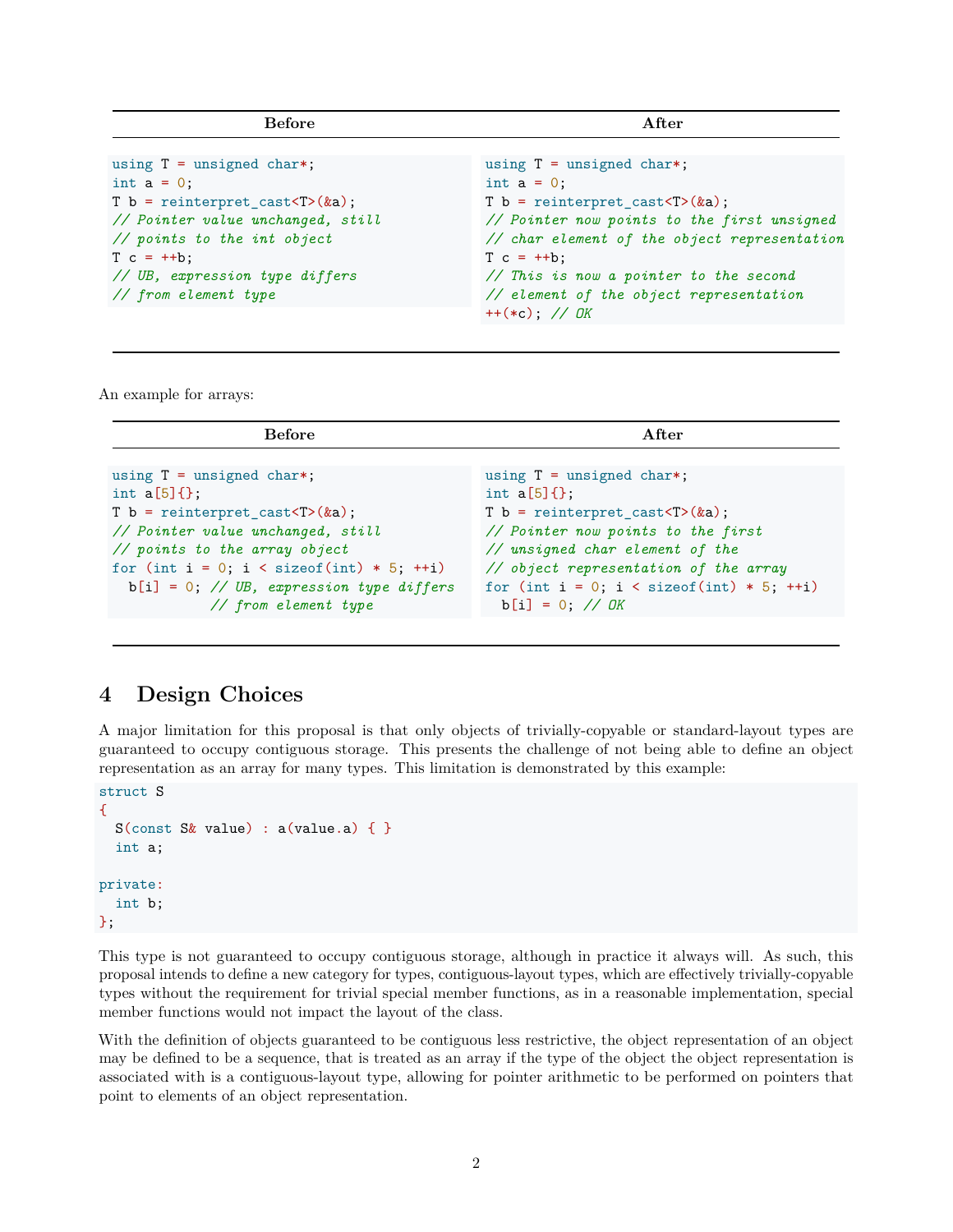| Before | After |
| --- | --- |
| `using T = unsigned char*;`<br>`int a = 0;`<br>`T b = reinterpret_cast<T>(&a);`<br>`// Pointer value unchanged, still`<br>`// points to the int object`<br>`T c = ++b;`<br>`// UB, expression type differs`<br>`// from element type` | `using T = unsigned char*;`<br>`int a = 0;`<br>`T b = reinterpret_cast<T>(&a);`<br>`// Pointer now points to the first unsigned`<br>`// char element of the object representation`<br>`T c = ++b;`<br>`// This is now a pointer to the second`<br>`// element of the object representation`<br>`++(*c); // OK` |

An example for arrays:

| Before | After |
| --- | --- |
| `using T = unsigned char*;`<br>`int a[5]{};`<br>`T b = reinterpret_cast<T>(&a);`<br>`// Pointer value unchanged, still`<br>`// points to the array object`<br>`for (int i = 0; i < sizeof(int) * 5; ++i)`<br>`  b[i] = 0; // UB, expression type differs`<br>`           // from element type` | `using T = unsigned char*;`<br>`int a[5]{};`<br>`T b = reinterpret_cast<T>(&a);`<br>`// Pointer now points to the first`<br>`// unsigned char element of the`<br>`// object representation of the array`<br>`for (int i = 0; i < sizeof(int) * 5; ++i)`<br>`  b[i] = 0; // OK` |

# 4 Design Choices

A major limitation for this proposal is that only objects of trivially-copyable or standard-layout types are guaranteed to occupy contiguous storage. This presents the challenge of not being able to define an object representation as an array for many types. This limitation is demonstrated by this example:

```
struct S
{
  S(const S& value) : a(value.a) { }
  int a;

private:
  int b;
};
```

This type is not guaranteed to occupy contiguous storage, although in practice it always will. As such, this proposal intends to define a new category for types, contiguous-layout types, which are effectively trivially-copyable types without the requirement for trivial special member functions, as in a reasonable implementation, special member functions would not impact the layout of the class.

With the definition of objects guaranteed to be contiguous less restrictive, the object representation of an object may be defined to be a sequence, that is treated as an array if the type of the object the object representation is associated with is a contiguous-layout type, allowing for pointer arithmetic to be performed on pointers that point to elements of an object representation.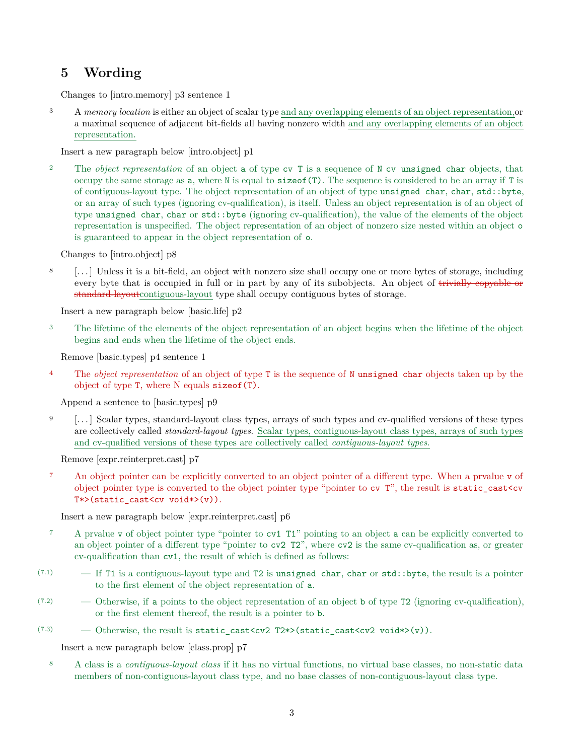## 5 Wording

Changes to [intro.memory] p3 sentence 1

3 A *memory location* is either an object of scalar type and any overlapping elements of an object representation,or a maximal sequence of adjacent bit-fields all having nonzero width and any overlapping elements of an object representation.

Insert a new paragraph below [intro.object] p1

2 The *object representation* of an object `a` of type `cv T` is a sequence of `N cv unsigned char` objects, that occupy the same storage as `a`, where `N` is equal to `sizeof(T)`. The sequence is considered to be an array if `T` is of contiguous-layout type. The object representation of an object of type `unsigned char`, `char`, `std::byte`, or an array of such types (ignoring cv-qualification), is itself. Unless an object representation is of an object of type `unsigned char`, `char` or `std::byte` (ignoring cv-qualification), the value of the elements of the object representation is unspecified. The object representation of an object of nonzero size nested within an object `o` is guaranteed to appear in the object representation of `o`.

Changes to [intro.object] p8

8 [...] Unless it is a bit-field, an object with nonzero size shall occupy one or more bytes of storage, including every byte that is occupied in full or in part by any of its subobjects. An object of ~~trivially copyable or standard-layout~~contiguous-layout type shall occupy contiguous bytes of storage.

Insert a new paragraph below [basic.life] p2

3 The lifetime of the elements of the object representation of an object begins when the lifetime of the object begins and ends when the lifetime of the object ends.

Remove [basic.types] p4 sentence 1

4 The *object representation* of an object of type `T` is the sequence of `N unsigned char` objects taken up by the object of type `T`, where N equals `sizeof(T)`.

Append a sentence to [basic.types] p9

9 [...] Scalar types, standard-layout class types, arrays of such types and cv-qualified versions of these types are collectively called *standard-layout types*. Scalar types, contiguous-layout class types, arrays of such types and cv-qualified versions of these types are collectively called *contiguous-layout types.*

Remove [expr.reinterpret.cast] p7

7 An object pointer can be explicitly converted to an object pointer of a different type. When a prvalue `v` of object pointer type is converted to the object pointer type "pointer to `cv T`", the result is `static_cast<cv T*>(static_cast<cv void*>(v))`.

Insert a new paragraph below [expr.reinterpret.cast] p6

7 A prvalue `v` of object pointer type "pointer to `cv1 T1`" pointing to an object `a` can be explicitly converted to an object pointer of a different type "pointer to `cv2 T2`", where `cv2` is the same cv-qualification as, or greater cv-qualification than `cv1`, the result of which is defined as follows:

(7.1) — If `T1` is a contiguous-layout type and `T2` is `unsigned char`, `char` or `std::byte`, the result is a pointer to the first element of the object representation of `a`.

(7.2) — Otherwise, if `a` points to the object representation of an object `b` of type `T2` (ignoring cv-qualification), or the first element thereof, the result is a pointer to `b`.

(7.3) — Otherwise, the result is `static_cast<cv2 T2*>(static_cast<cv2 void*>(v))`.

Insert a new paragraph below [class.prop] p7

8 A class is a *contiguous-layout class* if it has no virtual functions, no virtual base classes, no non-static data members of non-contiguous-layout class type, and no base classes of non-contiguous-layout class type.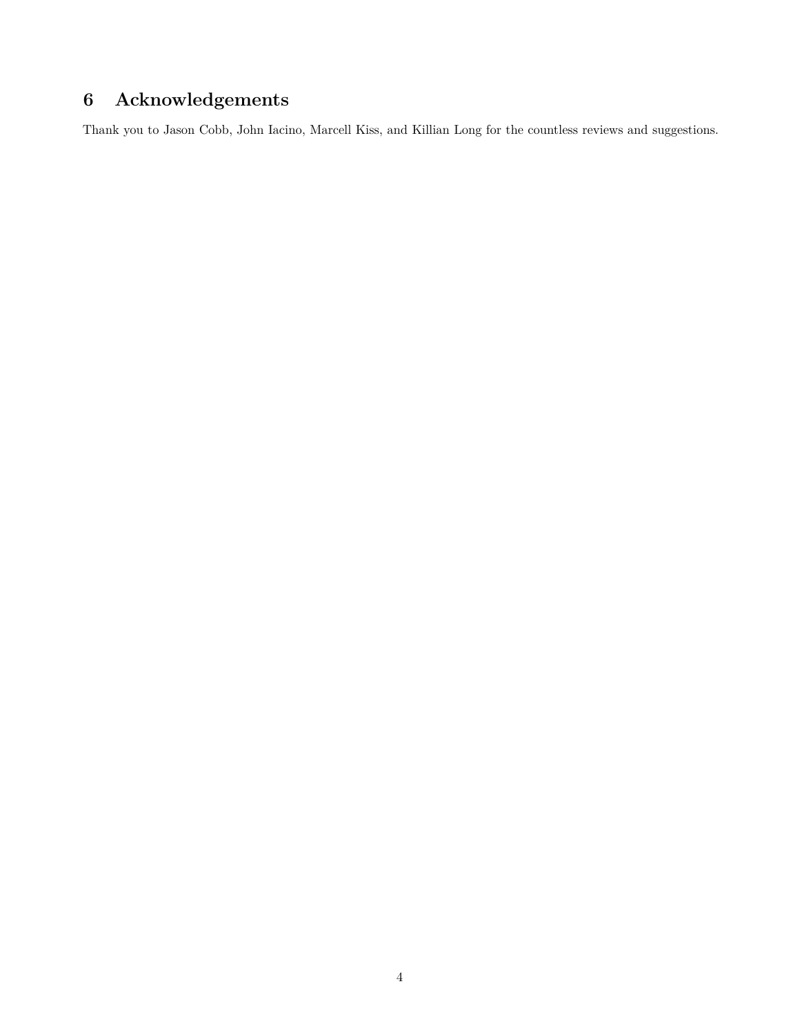## 6 Acknowledgements

Thank you to Jason Cobb, John Iacino, Marcell Kiss, and Killian Long for the countless reviews and suggestions.